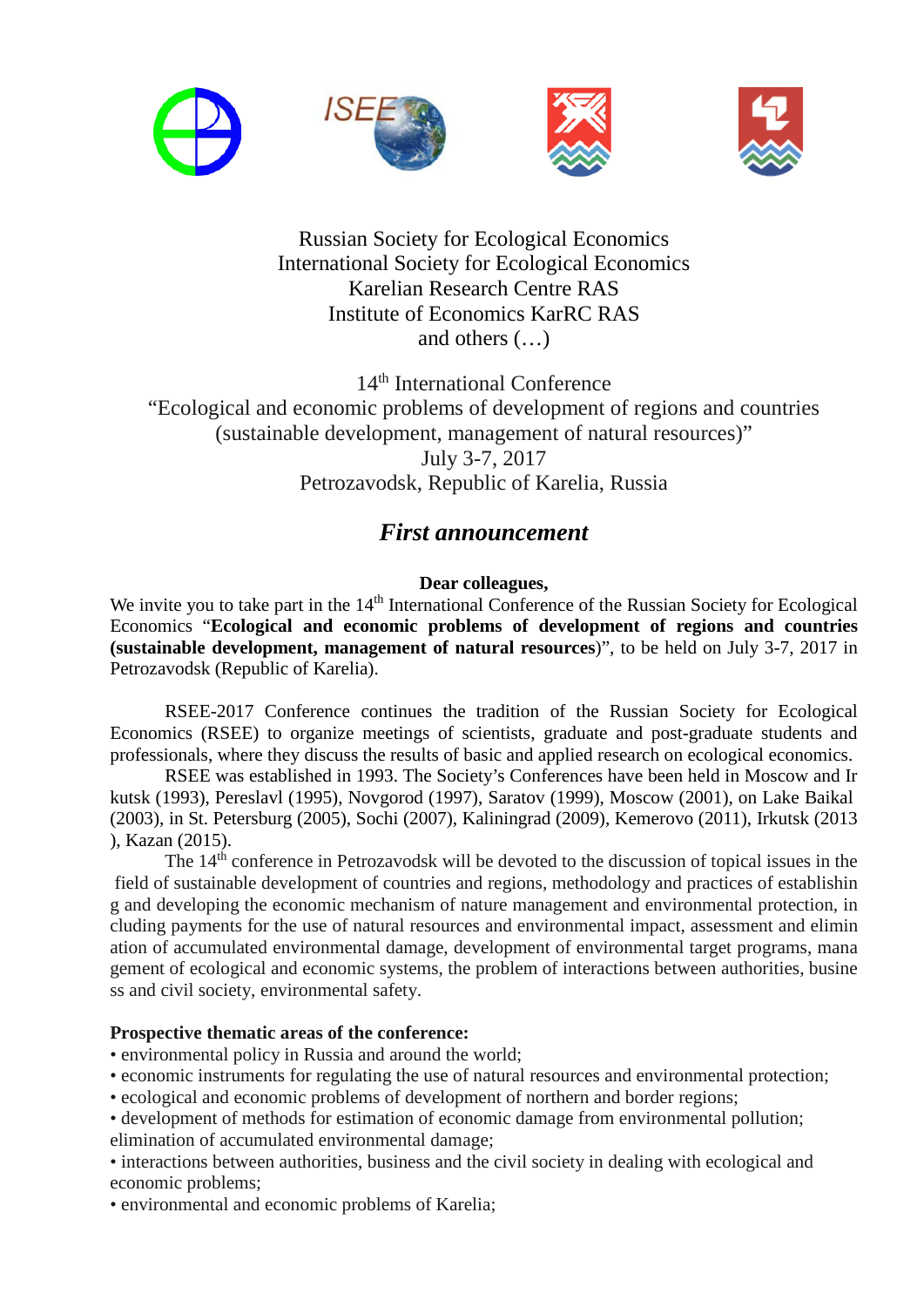Russian Society for Ecological Economics
International Society for Ecological Economics
Karelian Research Centre RAS
Institute of Economics KarRC RAS
and others (…)

14th International Conference
"Ecological and economic problems of development of regions and countries
(sustainable development, management of natural resources)"
July 3-7, 2017
Petrozavodsk, Republic of Karelia, Russia

## *First announcement*

**Dear colleagues,**

We invite you to take part in the 14th International Conference of the Russian Society for Ecological Economics "**Ecological and economic problems of development of regions and countries (sustainable development, management of natural resources)**", to be held on July 3-7, 2017 in Petrozavodsk (Republic of Karelia).

RSEE-2017 Conference continues the tradition of the Russian Society for Ecological Economics (RSEE) to organize meetings of scientists, graduate and post-graduate students and professionals, where they discuss the results of basic and applied research on ecological economics.

RSEE was established in 1993. The Society's Conferences have been held in Moscow and Irkutsk (1993), Pereslavl (1995), Novgorod (1997), Saratov (1999), Moscow (2001), on Lake Baikal (2003), in St. Petersburg (2005), Sochi (2007), Kaliningrad (2009), Kemerovo (2011), Irkutsk (2013), Kazan (2015).

The 14th conference in Petrozavodsk will be devoted to the discussion of topical issues in the field of sustainable development of countries and regions, methodology and practices of establishing and developing the economic mechanism of nature management and environmental protection, including payments for the use of natural resources and environmental impact, assessment and elimination of accumulated environmental damage, development of environmental target programs, management of ecological and economic systems, the problem of interactions between authorities, business and civil society, environmental safety.

**Prospective thematic areas of the conference:**

- environmental policy in Russia and around the world;
- economic instruments for regulating the use of natural resources and environmental protection;
- ecological and economic problems of development of northern and border regions;
- development of methods for estimation of economic damage from environmental pollution; elimination of accumulated environmental damage;
- interactions between authorities, business and the civil society in dealing with ecological and economic problems;
- environmental and economic problems of Karelia;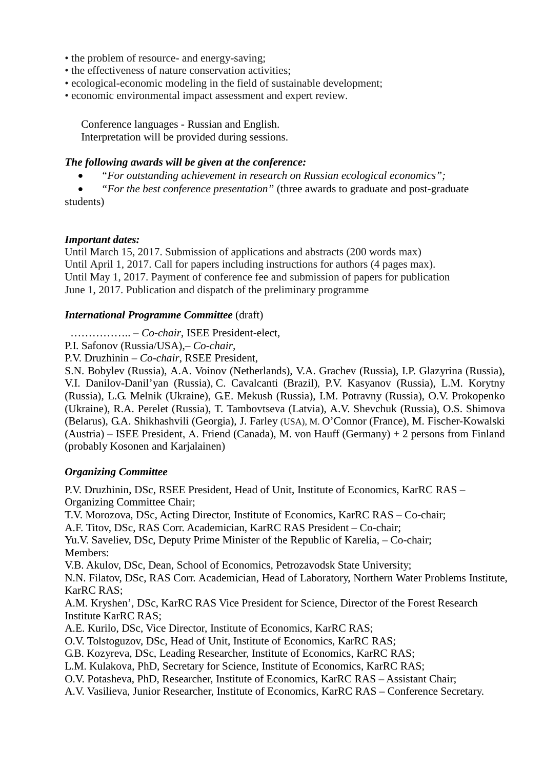- the problem of resource- and energy-saving;
- the effectiveness of nature conservation activities;
- ecological-economic modeling in the field of sustainable development;
- economic environmental impact assessment and expert review.

Conference languages - Russian and English.
Interpretation will be provided during sessions.

***The following awards will be given at the conference:***

- *"For outstanding achievement in research on Russian ecological economics";*
- *"For the best conference presentation"* (three awards to graduate and post-graduate students)

***Important dates:***

Until March 15, 2017. Submission of applications and abstracts (200 words max)
Until April 1, 2017. Call for papers including instructions for authors (4 pages max).
Until May 1, 2017. Payment of conference fee and submission of papers for publication
June 1, 2017. Publication and dispatch of the preliminary programme

***International Programme Committee*** (draft)

…………….. – *Co-chair*, ISEE President-elect,
P.I. Safonov (Russia/USA),– *Co-chair*,
P.V. Druzhinin – *Co-chair*, RSEE President,
S.N. Bobylev (Russia), A.A. Voinov (Netherlands), V.A. Grachev (Russia), I.P. Glazyrina (Russia), V.I. Danilov-Danil'yan (Russia), C. Cavalcanti (Brazil), P.V. Kasyanov (Russia), L.M. Korytny (Russia), L.G. Melnik (Ukraine), G.E. Mekush (Russia), I.M. Potravny (Russia), O.V. Prokopenko (Ukraine), R.A. Perelet (Russia), T. Tambovtseva (Latvia), A.V. Shevchuk (Russia), O.S. Shimova (Belarus), G.A. Shikhashvili (Georgia), J. Farley (USA), M. O'Connor (France), M. Fischer-Kowalski (Austria) – ISEE President, A. Friend (Canada), M. von Hauff (Germany) + 2 persons from Finland (probably Kosonen and Karjalainen)

***Organizing Committee***

P.V. Druzhinin, DSc, RSEE President, Head of Unit, Institute of Economics, KarRC RAS – Organizing Committee Chair;
T.V. Morozova, DSc, Acting Director, Institute of Economics, KarRC RAS – Co-chair;
A.F. Titov, DSc, RAS Corr. Academician, KarRC RAS President – Co-chair;
Yu.V. Saveliev, DSc, Deputy Prime Minister of the Republic of Karelia, – Co-chair;
Members:
V.B. Akulov, DSc, Dean, School of Economics, Petrozavodsk State University;
N.N. Filatov, DSc, RAS Corr. Academician, Head of Laboratory, Northern Water Problems Institute, KarRC RAS;
A.M. Kryshen', DSc, KarRC RAS Vice President for Science, Director of the Forest Research Institute KarRC RAS;
A.E. Kurilo, DSc, Vice Director, Institute of Economics, KarRC RAS;
O.V. Tolstoguzov, DSc, Head of Unit, Institute of Economics, KarRC RAS;
G.B. Kozyreva, DSc, Leading Researcher, Institute of Economics, KarRC RAS;
L.M. Kulakova, PhD, Secretary for Science, Institute of Economics, KarRC RAS;
O.V. Potasheva, PhD, Researcher, Institute of Economics, KarRC RAS – Assistant Chair;
A.V. Vasilieva, Junior Researcher, Institute of Economics, KarRC RAS – Conference Secretary.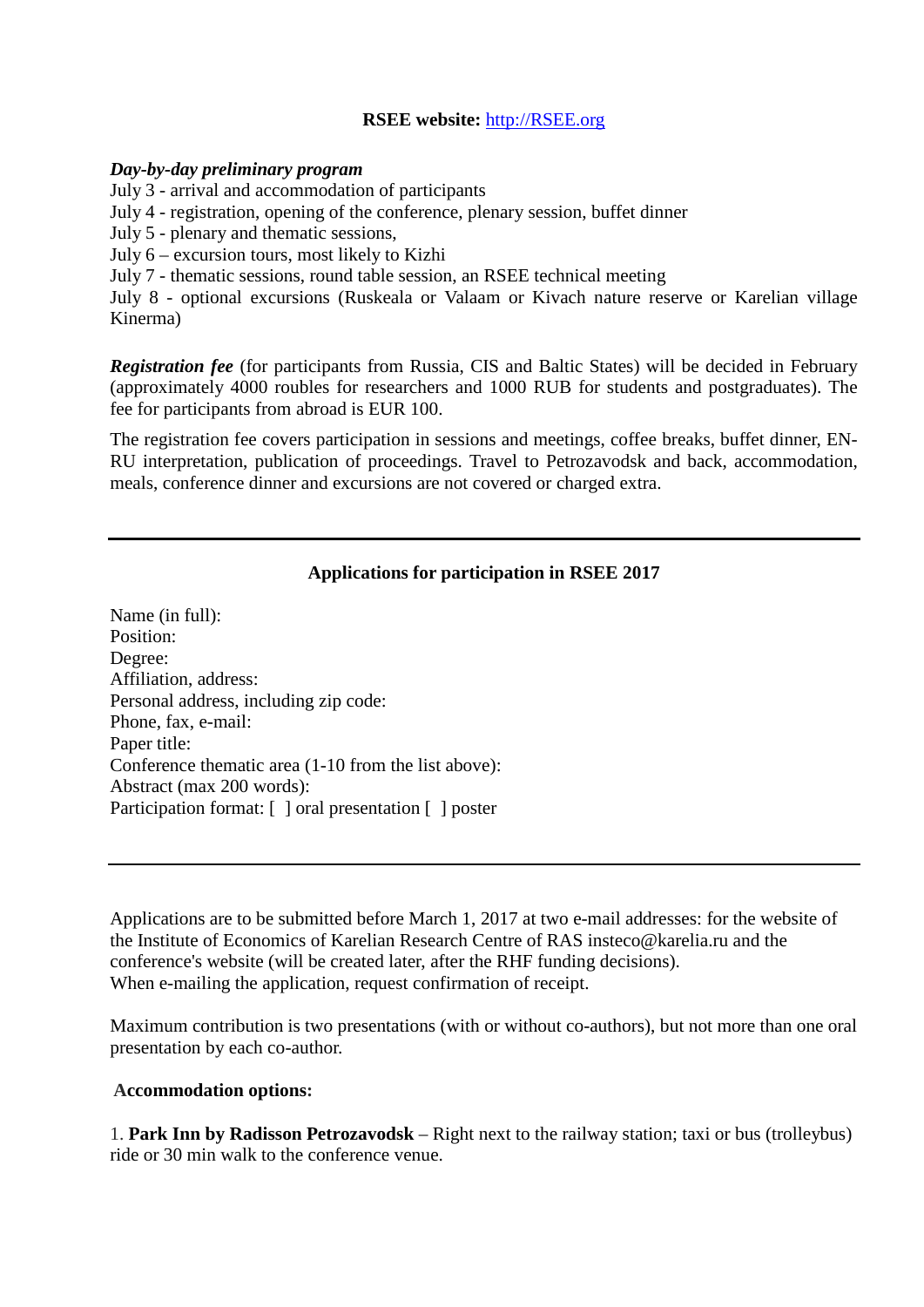**RSEE website:** http://RSEE.org

***Day-by-day preliminary program***

July 3 - arrival and accommodation of participants
July 4 - registration, opening of the conference, plenary session, buffet dinner
July 5 - plenary and thematic sessions,
July 6 – excursion tours, most likely to Kizhi
July 7 - thematic sessions, round table session, an RSEE technical meeting
July 8 - optional excursions (Ruskeala or Valaam or Kivach nature reserve or Karelian village Kinerma)

***Registration fee*** (for participants from Russia, CIS and Baltic States) will be decided in February (approximately 4000 roubles for researchers and 1000 RUB for students and postgraduates). The fee for participants from abroad is EUR 100.

The registration fee covers participation in sessions and meetings, coffee breaks, buffet dinner, EN-RU interpretation, publication of proceedings. Travel to Petrozavodsk and back, accommodation, meals, conference dinner and excursions are not covered or charged extra.

---

**Applications for participation in RSEE 2017**

Name (in full):
Position:
Degree:
Affiliation, address:
Personal address, including zip code:
Phone, fax, e-mail:
Paper title:
Conference thematic area (1-10 from the list above):
Abstract (max 200 words):
Participation format: [ ] oral presentation [ ] poster

---

Applications are to be submitted before March 1, 2017 at two e-mail addresses: for the website of the Institute of Economics of Karelian Research Centre of RAS insteco@karelia.ru and the conference's website (will be created later, after the RHF funding decisions).
When e-mailing the application, request confirmation of receipt.

Maximum contribution is two presentations (with or without co-authors), but not more than one oral presentation by each co-author.

**Accommodation options:**

1. **Park Inn by Radisson Petrozavodsk** – Right next to the railway station; taxi or bus (trolleybus) ride or 30 min walk to the conference venue.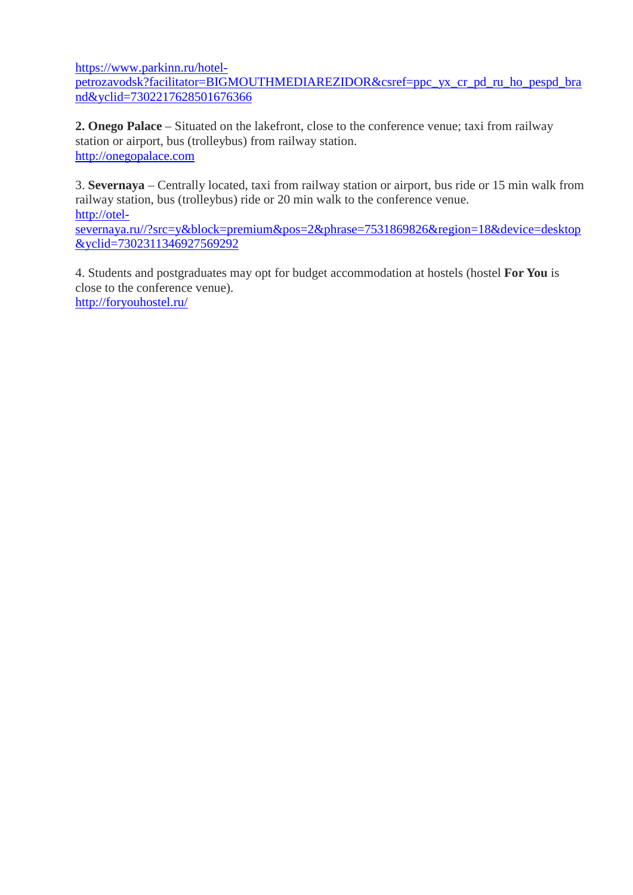https://www.parkinn.ru/hotel-petrozavodsk?facilitator=BIGMOUTHMEDIAREZIDOR&csref=ppc_yx_cr_pd_ru_ho_pespd_brand&yclid=7302217628501676366

**2. Onego Palace** – Situated on the lakefront, close to the conference venue; taxi from railway station or airport, bus (trolleybus) from railway station.
http://onegopalace.com

3. **Severnaya** – Centrally located, taxi from railway station or airport, bus ride or 15 min walk from railway station, bus (trolleybus) ride or 20 min walk to the conference venue.
http://otel-severnaya.ru//?src=y&block=premium&pos=2&phrase=7531869826&region=18&device=desktop&yclid=7302311346927569292

4. Students and postgraduates may opt for budget accommodation at hostels (hostel **For You** is close to the conference venue).
http://foryouhostel.ru/